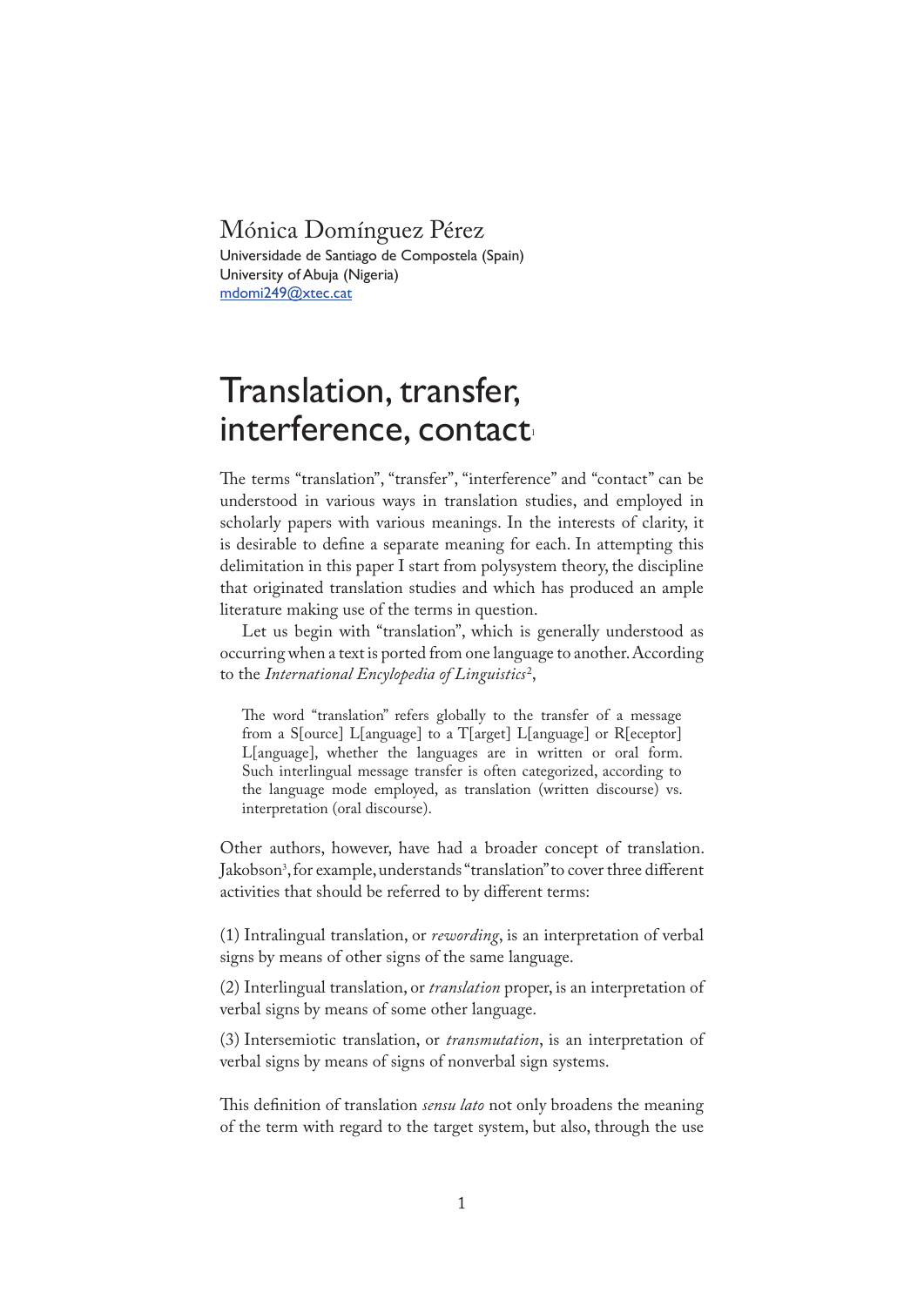Mónica Domínguez Pérez

Universidade de Santiago de Compostela (Spain)
University of Abuja (Nigeria)
mdomi249@xtec.cat

# Translation, transfer, interference, contact[1]

The terms "translation", "transfer", "interference" and "contact" can be understood in various ways in translation studies, and employed in scholarly papers with various meanings. In the interests of clarity, it is desirable to define a separate meaning for each. In attempting this delimitation in this paper I start from polysystem theory, the discipline that originated translation studies and which has produced an ample literature making use of the terms in question.

Let us begin with "translation", which is generally understood as occurring when a text is ported from one language to another. According to the *International Encylopedia of Linguistics*[2],

> The word "translation" refers globally to the transfer of a message from a S[ource] L[anguage] to a T[arget] L[anguage] or R[eceptor] L[anguage], whether the languages are in written or oral form. Such interlingual message transfer is often categorized, according to the language mode employed, as translation (written discourse) vs. interpretation (oral discourse).

Other authors, however, have had a broader concept of translation. Jakobson[3], for example, understands "translation" to cover three different activities that should be referred to by different terms:

(1) Intralingual translation, or *rewording*, is an interpretation of verbal signs by means of other signs of the same language.

(2) Interlingual translation, or *translation* proper, is an interpretation of verbal signs by means of some other language.

(3) Intersemiotic translation, or *transmutation*, is an interpretation of verbal signs by means of signs of nonverbal sign systems.

This definition of translation *sensu lato* not only broadens the meaning of the term with regard to the target system, but also, through the use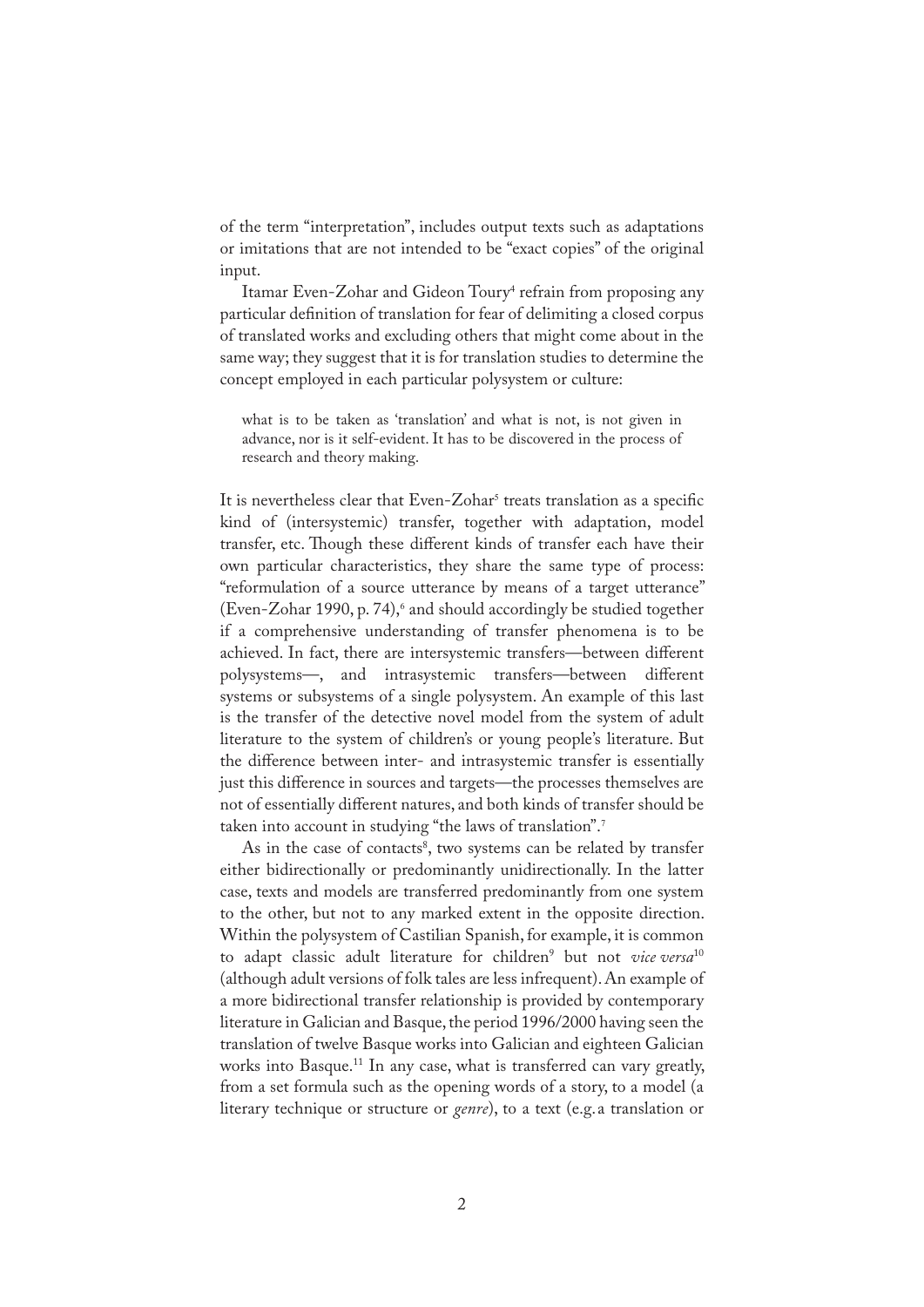of the term "interpretation", includes output texts such as adaptations or imitations that are not intended to be "exact copies" of the original input.

Itamar Even-Zohar and Gideon Toury[4] refrain from proposing any particular definition of translation for fear of delimiting a closed corpus of translated works and excluding others that might come about in the same way; they suggest that it is for translation studies to determine the concept employed in each particular polysystem or culture:

> what is to be taken as 'translation' and what is not, is not given in advance, nor is it self-evident. It has to be discovered in the process of research and theory making.

It is nevertheless clear that Even-Zohar[5] treats translation as a specific kind of (intersystemic) transfer, together with adaptation, model transfer, etc. Though these different kinds of transfer each have their own particular characteristics, they share the same type of process: "reformulation of a source utterance by means of a target utterance" (Even-Zohar 1990, p. 74),[6] and should accordingly be studied together if a comprehensive understanding of transfer phenomena is to be achieved. In fact, there are intersystemic transfers—between different polysystems—, and intrasystemic transfers—between different systems or subsystems of a single polysystem. An example of this last is the transfer of the detective novel model from the system of adult literature to the system of children's or young people's literature. But the difference between inter- and intrasystemic transfer is essentially just this difference in sources and targets—the processes themselves are not of essentially different natures, and both kinds of transfer should be taken into account in studying "the laws of translation".[7]

As in the case of contacts[8], two systems can be related by transfer either bidirectionally or predominantly unidirectionally. In the latter case, texts and models are transferred predominantly from one system to the other, but not to any marked extent in the opposite direction. Within the polysystem of Castilian Spanish, for example, it is common to adapt classic adult literature for children[9] but not *vice versa*[10] (although adult versions of folk tales are less infrequent). An example of a more bidirectional transfer relationship is provided by contemporary literature in Galician and Basque, the period 1996/2000 having seen the translation of twelve Basque works into Galician and eighteen Galician works into Basque.[11] In any case, what is transferred can vary greatly, from a set formula such as the opening words of a story, to a model (a literary technique or structure or *genre*), to a text (e.g. a translation or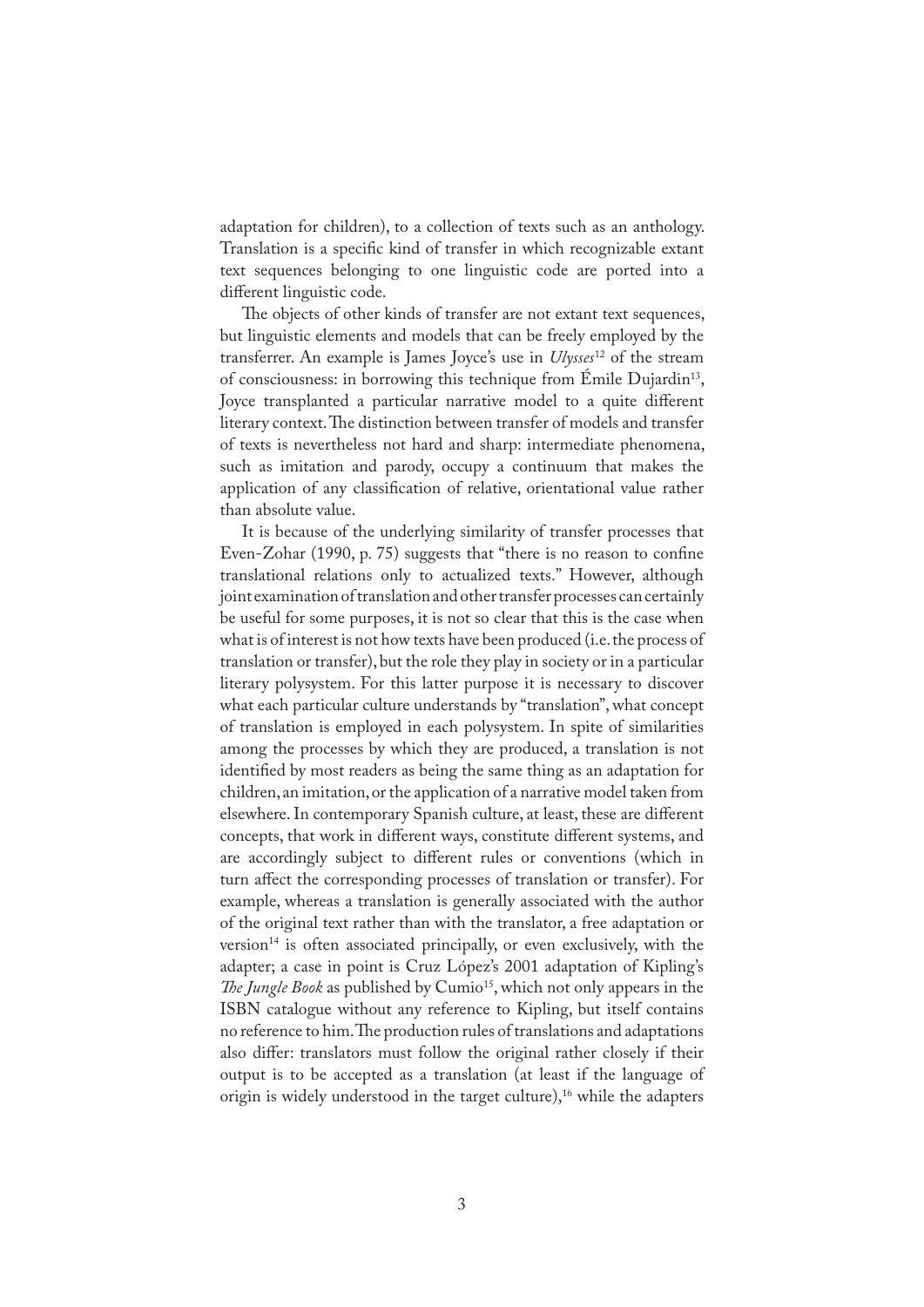adaptation for children), to a collection of texts such as an anthology. Translation is a specific kind of transfer in which recognizable extant text sequences belonging to one linguistic code are ported into a different linguistic code.

The objects of other kinds of transfer are not extant text sequences, but linguistic elements and models that can be freely employed by the transferrer. An example is James Joyce's use in *Ulysses*[12] of the stream of consciousness: in borrowing this technique from Émile Dujardin[13], Joyce transplanted a particular narrative model to a quite different literary context. The distinction between transfer of models and transfer of texts is nevertheless not hard and sharp: intermediate phenomena, such as imitation and parody, occupy a continuum that makes the application of any classification of relative, orientational value rather than absolute value.

It is because of the underlying similarity of transfer processes that Even-Zohar (1990, p. 75) suggests that "there is no reason to confine translational relations only to actualized texts." However, although joint examination of translation and other transfer processes can certainly be useful for some purposes, it is not so clear that this is the case when what is of interest is not how texts have been produced (i.e. the process of translation or transfer), but the role they play in society or in a particular literary polysystem. For this latter purpose it is necessary to discover what each particular culture understands by "translation", what concept of translation is employed in each polysystem. In spite of similarities among the processes by which they are produced, a translation is not identified by most readers as being the same thing as an adaptation for children, an imitation, or the application of a narrative model taken from elsewhere. In contemporary Spanish culture, at least, these are different concepts, that work in different ways, constitute different systems, and are accordingly subject to different rules or conventions (which in turn affect the corresponding processes of translation or transfer). For example, whereas a translation is generally associated with the author of the original text rather than with the translator, a free adaptation or version[14] is often associated principally, or even exclusively, with the adapter; a case in point is Cruz López's 2001 adaptation of Kipling's *The Jungle Book* as published by Cumio[15], which not only appears in the ISBN catalogue without any reference to Kipling, but itself contains no reference to him. The production rules of translations and adaptations also differ: translators must follow the original rather closely if their output is to be accepted as a translation (at least if the language of origin is widely understood in the target culture),[16] while the adapters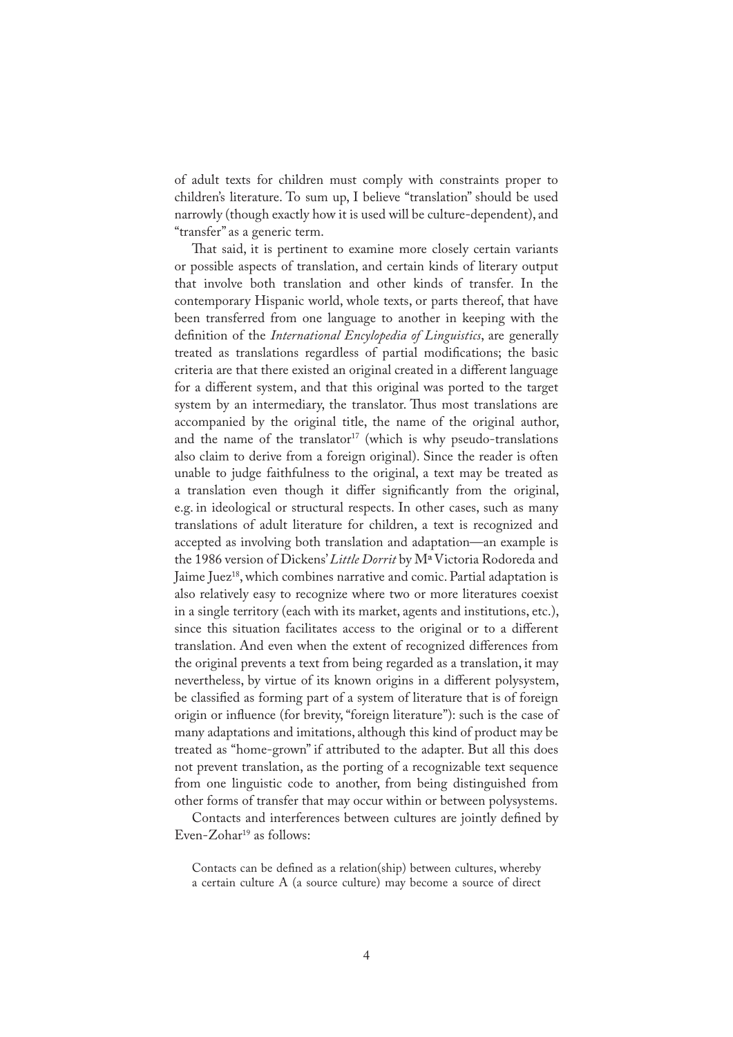of adult texts for children must comply with constraints proper to children's literature. To sum up, I believe "translation" should be used narrowly (though exactly how it is used will be culture-dependent), and "transfer" as a generic term.

That said, it is pertinent to examine more closely certain variants or possible aspects of translation, and certain kinds of literary output that involve both translation and other kinds of transfer. In the contemporary Hispanic world, whole texts, or parts thereof, that have been transferred from one language to another in keeping with the definition of the *International Encyclopedia of Linguistics*, are generally treated as translations regardless of partial modifications; the basic criteria are that there existed an original created in a different language for a different system, and that this original was ported to the target system by an intermediary, the translator. Thus most translations are accompanied by the original title, the name of the original author, and the name of the translator[17] (which is why pseudo-translations also claim to derive from a foreign original). Since the reader is often unable to judge faithfulness to the original, a text may be treated as a translation even though it differ significantly from the original, e.g. in ideological or structural respects. In other cases, such as many translations of adult literature for children, a text is recognized and accepted as involving both translation and adaptation—an example is the 1986 version of Dickens' *Little Dorrit* by Mª Victoria Rodoreda and Jaime Juez[18], which combines narrative and comic. Partial adaptation is also relatively easy to recognize where two or more literatures coexist in a single territory (each with its market, agents and institutions, etc.), since this situation facilitates access to the original or to a different translation. And even when the extent of recognized differences from the original prevents a text from being regarded as a translation, it may nevertheless, by virtue of its known origins in a different polysystem, be classified as forming part of a system of literature that is of foreign origin or influence (for brevity, "foreign literature"): such is the case of many adaptations and imitations, although this kind of product may be treated as "home-grown" if attributed to the adapter. But all this does not prevent translation, as the porting of a recognizable text sequence from one linguistic code to another, from being distinguished from other forms of transfer that may occur within or between polysystems.

Contacts and interferences between cultures are jointly defined by Even-Zohar[19] as follows:

> Contacts can be defined as a relation(ship) between cultures, whereby a certain culture A (a source culture) may become a source of direct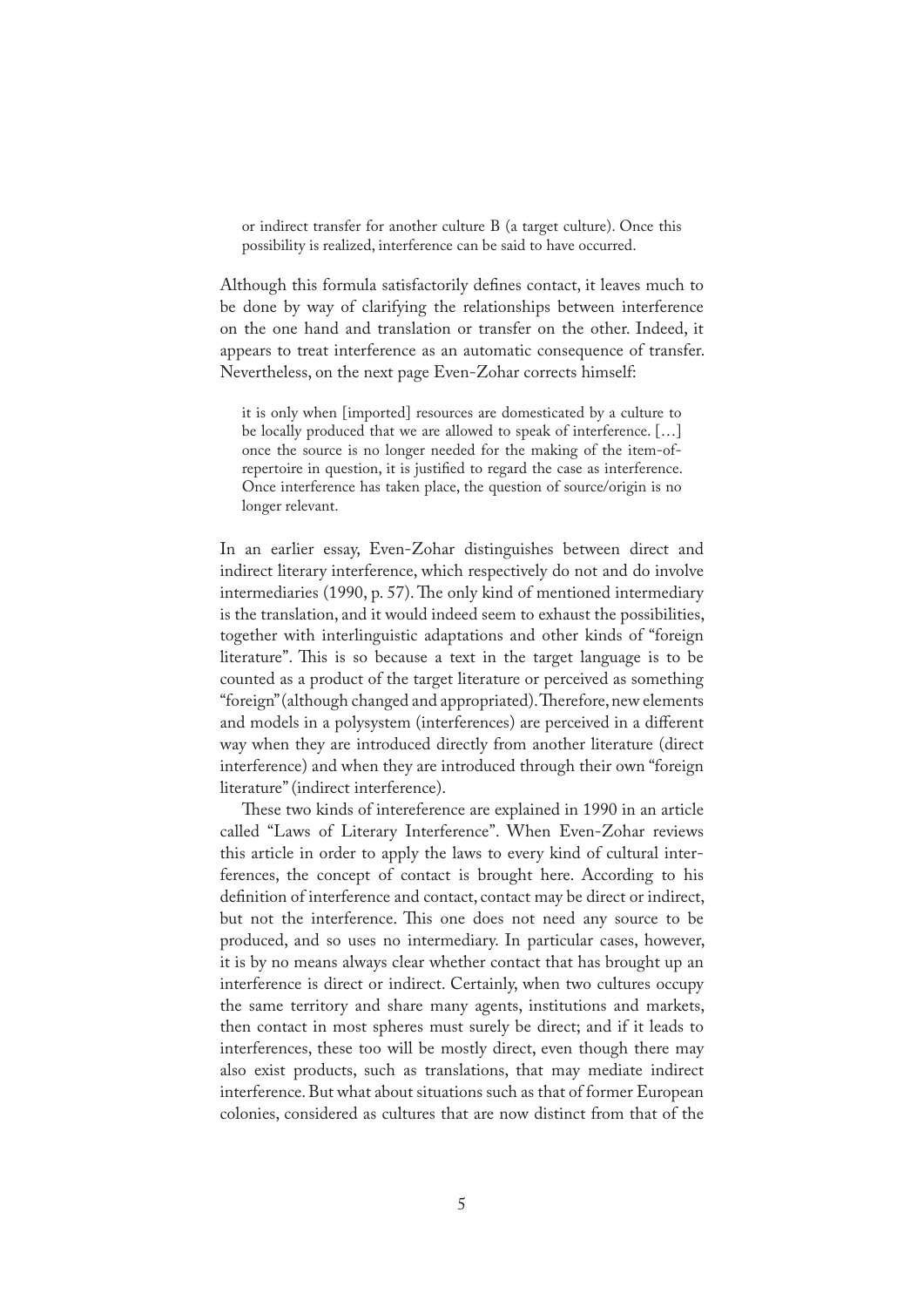> or indirect transfer for another culture B (a target culture). Once this possibility is realized, interference can be said to have occurred.

Although this formula satisfactorily defines contact, it leaves much to be done by way of clarifying the relationships between interference on the one hand and translation or transfer on the other. Indeed, it appears to treat interference as an automatic consequence of transfer. Nevertheless, on the next page Even-Zohar corrects himself:

> it is only when [imported] resources are domesticated by a culture to be locally produced that we are allowed to speak of interference. […] once the source is no longer needed for the making of the item-of-repertoire in question, it is justified to regard the case as interference. Once interference has taken place, the question of source/origin is no longer relevant.

In an earlier essay, Even-Zohar distinguishes between direct and indirect literary interference, which respectively do not and do involve intermediaries (1990, p. 57). The only kind of mentioned intermediary is the translation, and it would indeed seem to exhaust the possibilities, together with interlinguistic adaptations and other kinds of "foreign literature". This is so because a text in the target language is to be counted as a product of the target literature or perceived as something "foreign" (although changed and appropriated). Therefore, new elements and models in a polysystem (interferences) are perceived in a different way when they are introduced directly from another literature (direct interference) and when they are introduced through their own "foreign literature" (indirect interference).

These two kinds of intereference are explained in 1990 in an article called "Laws of Literary Interference". When Even-Zohar reviews this article in order to apply the laws to every kind of cultural interferences, the concept of contact is brought here. According to his definition of interference and contact, contact may be direct or indirect, but not the interference. This one does not need any source to be produced, and so uses no intermediary. In particular cases, however, it is by no means always clear whether contact that has brought up an interference is direct or indirect. Certainly, when two cultures occupy the same territory and share many agents, institutions and markets, then contact in most spheres must surely be direct; and if it leads to interferences, these too will be mostly direct, even though there may also exist products, such as translations, that may mediate indirect interference. But what about situations such as that of former European colonies, considered as cultures that are now distinct from that of the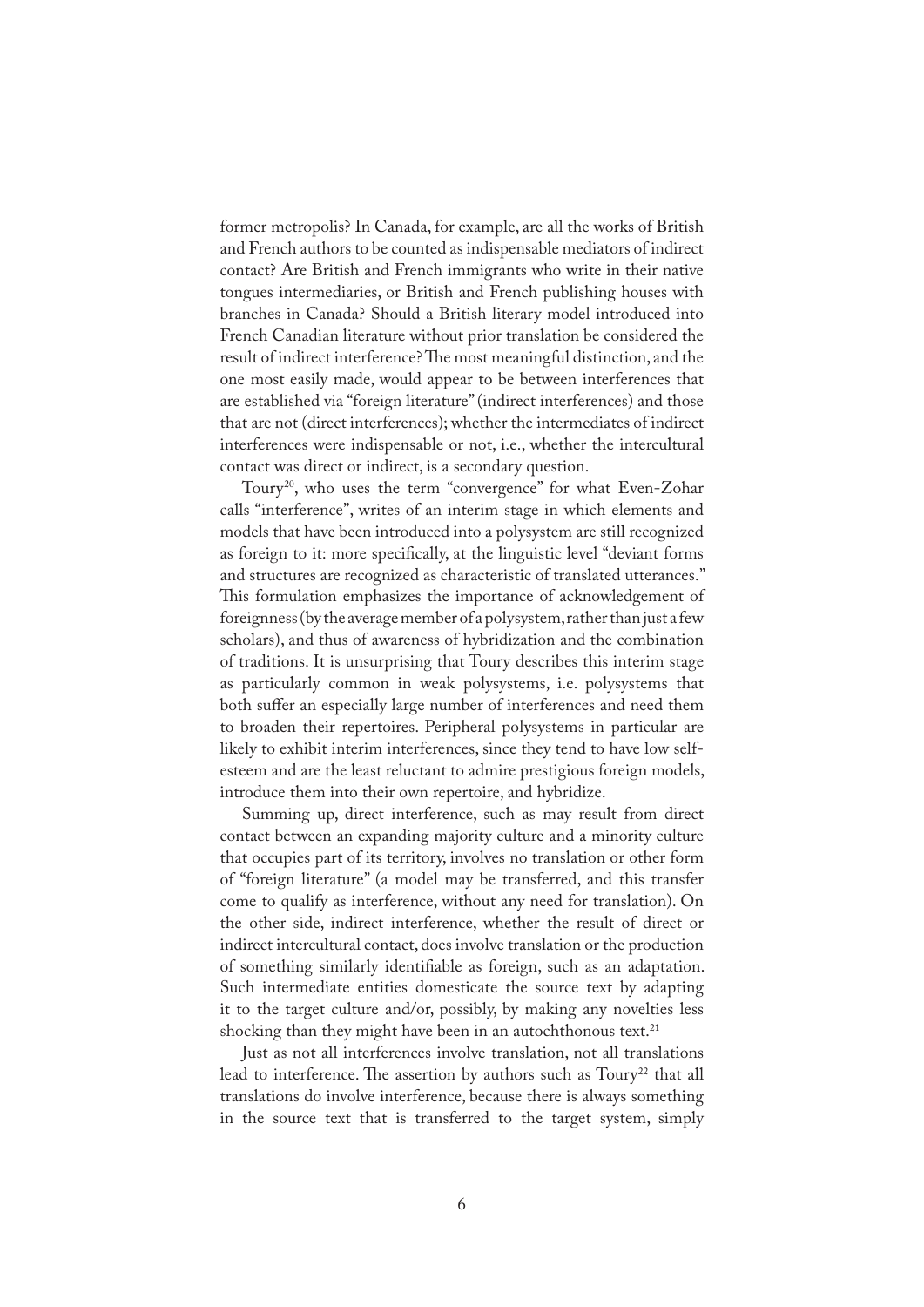former metropolis? In Canada, for example, are all the works of British and French authors to be counted as indispensable mediators of indirect contact? Are British and French immigrants who write in their native tongues intermediaries, or British and French publishing houses with branches in Canada? Should a British literary model introduced into French Canadian literature without prior translation be considered the result of indirect interference? The most meaningful distinction, and the one most easily made, would appear to be between interferences that are established via "foreign literature" (indirect interferences) and those that are not (direct interferences); whether the intermediates of indirect interferences were indispensable or not, i.e., whether the intercultural contact was direct or indirect, is a secondary question.

Toury[20], who uses the term "convergence" for what Even-Zohar calls "interference", writes of an interim stage in which elements and models that have been introduced into a polysystem are still recognized as foreign to it: more specifically, at the linguistic level "deviant forms and structures are recognized as characteristic of translated utterances." This formulation emphasizes the importance of acknowledgement of foreignness (by the average member of a polysystem, rather than just a few scholars), and thus of awareness of hybridization and the combination of traditions. It is unsurprising that Toury describes this interim stage as particularly common in weak polysystems, i.e. polysystems that both suffer an especially large number of interferences and need them to broaden their repertoires. Peripheral polysystems in particular are likely to exhibit interim interferences, since they tend to have low self-esteem and are the least reluctant to admire prestigious foreign models, introduce them into their own repertoire, and hybridize.

Summing up, direct interference, such as may result from direct contact between an expanding majority culture and a minority culture that occupies part of its territory, involves no translation or other form of "foreign literature" (a model may be transferred, and this transfer come to qualify as interference, without any need for translation). On the other side, indirect interference, whether the result of direct or indirect intercultural contact, does involve translation or the production of something similarly identifiable as foreign, such as an adaptation. Such intermediate entities domesticate the source text by adapting it to the target culture and/or, possibly, by making any novelties less shocking than they might have been in an autochthonous text.[21]

Just as not all interferences involve translation, not all translations lead to interference. The assertion by authors such as Toury[22] that all translations do involve interference, because there is always something in the source text that is transferred to the target system, simply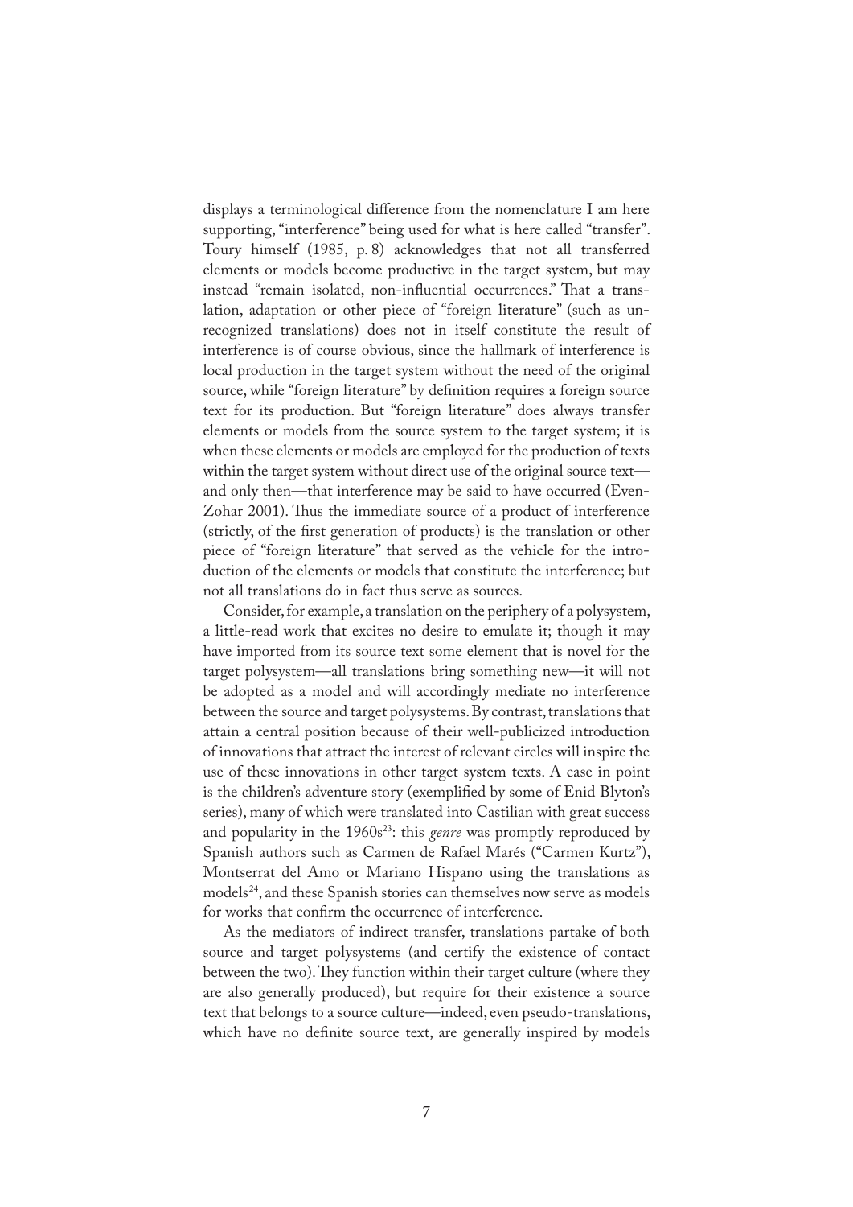displays a terminological difference from the nomenclature I am here supporting, "interference" being used for what is here called "transfer". Toury himself (1985, p. 8) acknowledges that not all transferred elements or models become productive in the target system, but may instead "remain isolated, non-influential occurrences." That a translation, adaptation or other piece of "foreign literature" (such as unrecognized translations) does not in itself constitute the result of interference is of course obvious, since the hallmark of interference is local production in the target system without the need of the original source, while "foreign literature" by definition requires a foreign source text for its production. But "foreign literature" does always transfer elements or models from the source system to the target system; it is when these elements or models are employed for the production of texts within the target system without direct use of the original source text—and only then—that interference may be said to have occurred (Even-Zohar 2001). Thus the immediate source of a product of interference (strictly, of the first generation of products) is the translation or other piece of "foreign literature" that served as the vehicle for the introduction of the elements or models that constitute the interference; but not all translations do in fact thus serve as sources.

Consider, for example, a translation on the periphery of a polysystem, a little-read work that excites no desire to emulate it; though it may have imported from its source text some element that is novel for the target polysystem—all translations bring something new—it will not be adopted as a model and will accordingly mediate no interference between the source and target polysystems. By contrast, translations that attain a central position because of their well-publicized introduction of innovations that attract the interest of relevant circles will inspire the use of these innovations in other target system texts. A case in point is the children's adventure story (exemplified by some of Enid Blyton's series), many of which were translated into Castilian with great success and popularity in the 1960s[23]: this *genre* was promptly reproduced by Spanish authors such as Carmen de Rafael Marés ("Carmen Kurtz"), Montserrat del Amo or Mariano Hispano using the translations as models[24], and these Spanish stories can themselves now serve as models for works that confirm the occurrence of interference.

As the mediators of indirect transfer, translations partake of both source and target polysystems (and certify the existence of contact between the two). They function within their target culture (where they are also generally produced), but require for their existence a source text that belongs to a source culture—indeed, even pseudo-translations, which have no definite source text, are generally inspired by models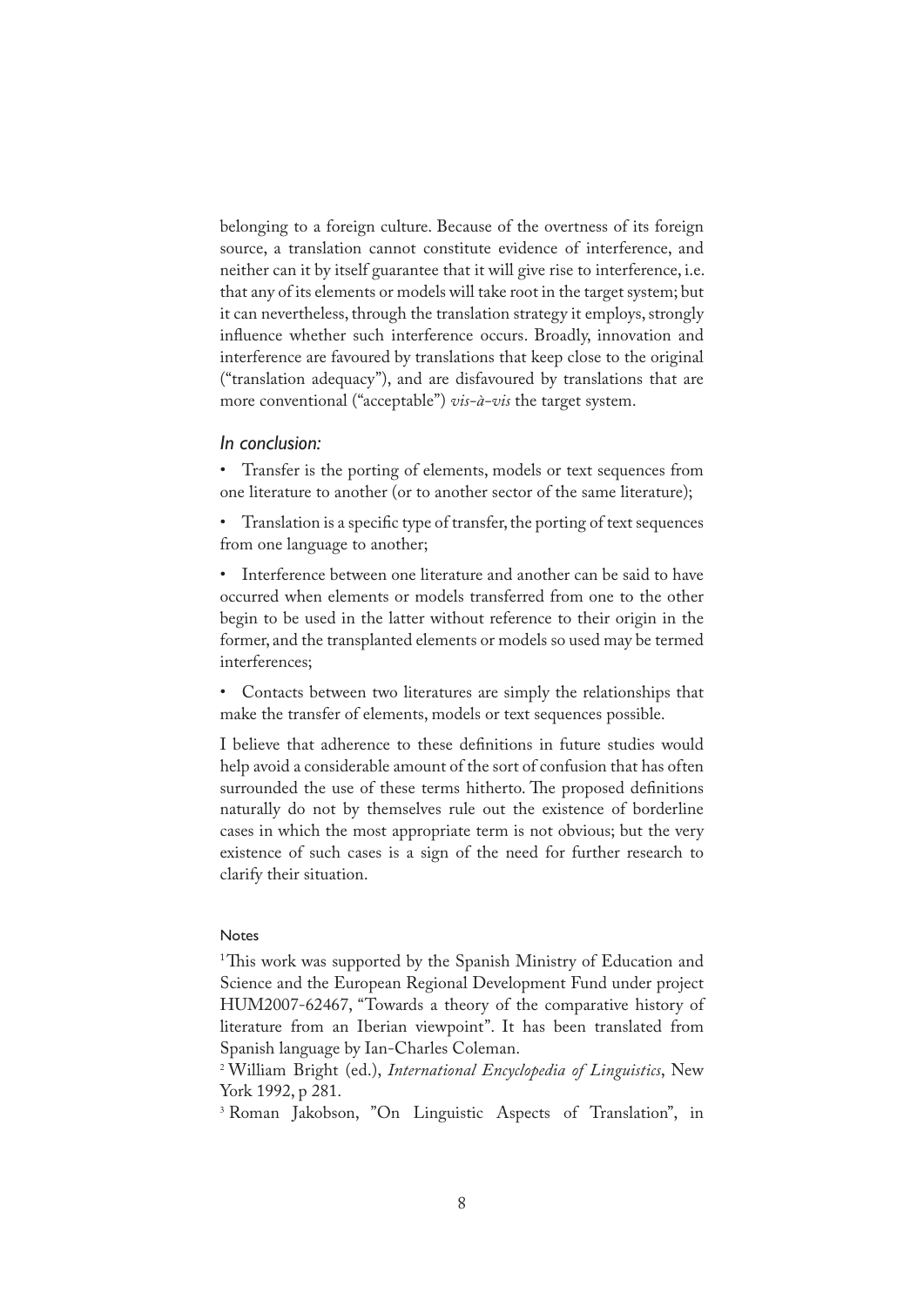belonging to a foreign culture. Because of the overtness of its foreign source, a translation cannot constitute evidence of interference, and neither can it by itself guarantee that it will give rise to interference, i.e. that any of its elements or models will take root in the target system; but it can nevertheless, through the translation strategy it employs, strongly influence whether such interference occurs. Broadly, innovation and interference are favoured by translations that keep close to the original ("translation adequacy"), and are disfavoured by translations that are more conventional ("acceptable") *vis-à-vis* the target system.

### *In conclusion:*

- Transfer is the porting of elements, models or text sequences from one literature to another (or to another sector of the same literature);
- Translation is a specific type of transfer, the porting of text sequences from one language to another;
- Interference between one literature and another can be said to have occurred when elements or models transferred from one to the other begin to be used in the latter without reference to their origin in the former, and the transplanted elements or models so used may be termed interferences;
- Contacts between two literatures are simply the relationships that make the transfer of elements, models or text sequences possible.

I believe that adherence to these definitions in future studies would help avoid a considerable amount of the sort of confusion that has often surrounded the use of these terms hitherto. The proposed definitions naturally do not by themselves rule out the existence of borderline cases in which the most appropriate term is not obvious; but the very existence of such cases is a sign of the need for further research to clarify their situation.

#### Notes

[1] This work was supported by the Spanish Ministry of Education and Science and the European Regional Development Fund under project HUM2007-62467, "Towards a theory of the comparative history of literature from an Iberian viewpoint". It has been translated from Spanish language by Ian-Charles Coleman.

[2] William Bright (ed.), *International Encyclopedia of Linguistics*, New York 1992, p 281.

[3] Roman Jakobson, "On Linguistic Aspects of Translation", in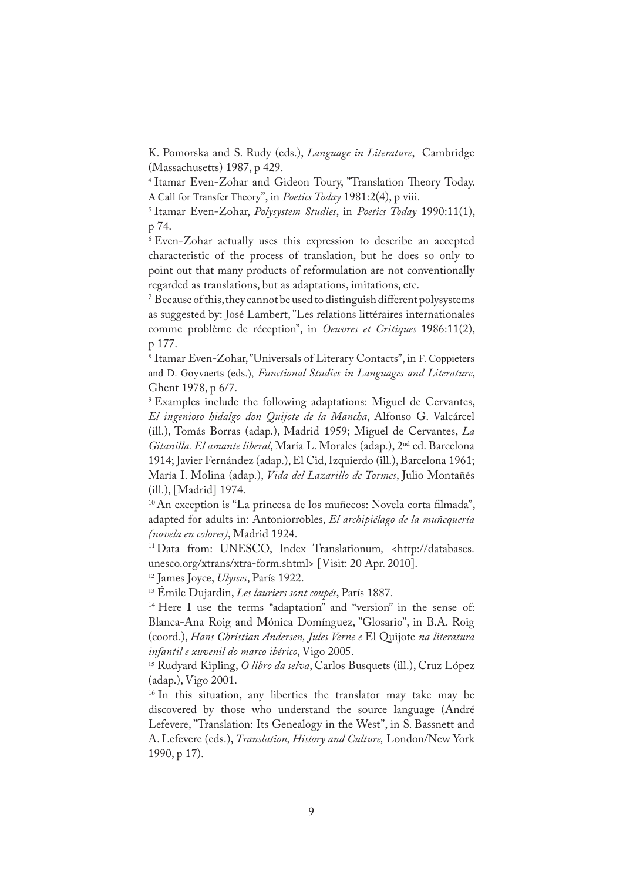K. Pomorska and S. Rudy (eds.), *Language in Literature*, Cambridge (Massachusetts) 1987, p 429.

[4] Itamar Even-Zohar and Gideon Toury, "Translation Theory Today. A Call for Transfer Theory", in *Poetics Today* 1981:2(4), p viii.

[5] Itamar Even-Zohar, *Polysystem Studies*, in *Poetics Today* 1990:11(1), p 74.

[6] Even-Zohar actually uses this expression to describe an accepted characteristic of the process of translation, but he does so only to point out that many products of reformulation are not conventionally regarded as translations, but as adaptations, imitations, etc.

[7] Because of this, they cannot be used to distinguish different polysystems as suggested by: José Lambert, "Les relations littéraires internationales comme problème de réception", in *Oeuvres et Critiques* 1986:11(2), p 177.

[8] Itamar Even-Zohar, "Universals of Literary Contacts", in F. Coppieters and D. Goyvaerts (eds.), *Functional Studies in Languages and Literature*, Ghent 1978, p 6/7.

[9] Examples include the following adaptations: Miguel de Cervantes, *El ingenioso hidalgo don Quijote de la Mancha*, Alfonso G. Valcárcel (ill.), Tomás Borras (adap.), Madrid 1959; Miguel de Cervantes, *La Gitanilla. El amante liberal*, María L. Morales (adap.), 2nd ed. Barcelona 1914; Javier Fernández (adap.), El Cid, Izquierdo (ill.), Barcelona 1961; María I. Molina (adap.), *Vida del Lazarillo de Tormes*, Julio Montañés (ill.), [Madrid] 1974.

[10] An exception is "La princesa de los muñecos: Novela corta filmada", adapted for adults in: Antoniorrobles, *El archipiélago de la muñequería (novela en colores)*, Madrid 1924.

[11] Data from: UNESCO, Index Translationum, <http://databases.unesco.org/xtrans/xtra-form.shtml> [Visit: 20 Apr. 2010].

[12] James Joyce, *Ulysses*, París 1922.

[13] Émile Dujardin, *Les lauriers sont coupés*, París 1887.

[14] Here I use the terms "adaptation" and "version" in the sense of: Blanca-Ana Roig and Mónica Domínguez, "Glosario", in B.A. Roig (coord.), *Hans Christian Andersen, Jules Verne e* El Quijote *na literatura infantil e xuvenil do marco ibérico*, Vigo 2005.

[15] Rudyard Kipling, *O libro da selva*, Carlos Busquets (ill.), Cruz López (adap.), Vigo 2001.

[16] In this situation, any liberties the translator may take may be discovered by those who understand the source language (André Lefevere, "Translation: Its Genealogy in the West", in S. Bassnett and A. Lefevere (eds.), *Translation, History and Culture,* London/New York 1990, p 17).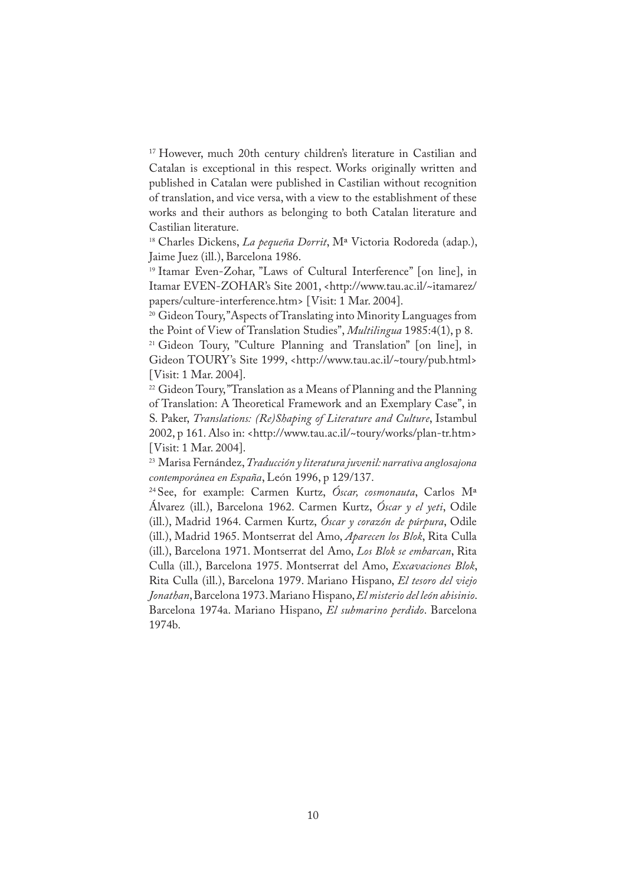[17] However, much 20th century children's literature in Castilian and Catalan is exceptional in this respect. Works originally written and published in Catalan were published in Castilian without recognition of translation, and vice versa, with a view to the establishment of these works and their authors as belonging to both Catalan literature and Castilian literature.

[18] Charles Dickens, *La pequeña Dorrit*, Mª Victoria Rodoreda (adap.), Jaime Juez (ill.), Barcelona 1986.

[19] Itamar Even-Zohar, "Laws of Cultural Interference" [on line], in Itamar EVEN-ZOHAR's Site 2001, <http://www.tau.ac.il/~itamarez/papers/culture-interference.htm> [Visit: 1 Mar. 2004].

[20] Gideon Toury, "Aspects of Translating into Minority Languages from the Point of View of Translation Studies", *Multilingua* 1985:4(1), p 8.

[21] Gideon Toury, "Culture Planning and Translation" [on line], in Gideon TOURY's Site 1999, <http://www.tau.ac.il/~toury/pub.html> [Visit: 1 Mar. 2004].

[22] Gideon Toury, "Translation as a Means of Planning and the Planning of Translation: A Theoretical Framework and an Exemplary Case", in S. Paker, *Translations: (Re)Shaping of Literature and Culture*, Istambul 2002, p 161. Also in: <http://www.tau.ac.il/~toury/works/plan-tr.htm> [Visit: 1 Mar. 2004].

[23] Marisa Fernández, *Traducción y literatura juvenil: narrativa anglosajona contemporánea en España*, León 1996, p 129/137.

[24] See, for example: Carmen Kurtz, *Óscar, cosmonauta*, Carlos Mª Álvarez (ill.), Barcelona 1962. Carmen Kurtz, *Óscar y el yeti*, Odile (ill.), Madrid 1964. Carmen Kurtz, *Óscar y corazón de púrpura*, Odile (ill.), Madrid 1965. Montserrat del Amo, *Aparecen los Blok*, Rita Culla (ill.), Barcelona 1971. Montserrat del Amo, *Los Blok se embarcan*, Rita Culla (ill.), Barcelona 1975. Montserrat del Amo, *Excavaciones Blok*, Rita Culla (ill.), Barcelona 1979. Mariano Hispano, *El tesoro del viejo Jonathan*, Barcelona 1973. Mariano Hispano, *El misterio del león abisinio*. Barcelona 1974a. Mariano Hispano, *El submarino perdido*. Barcelona 1974b.